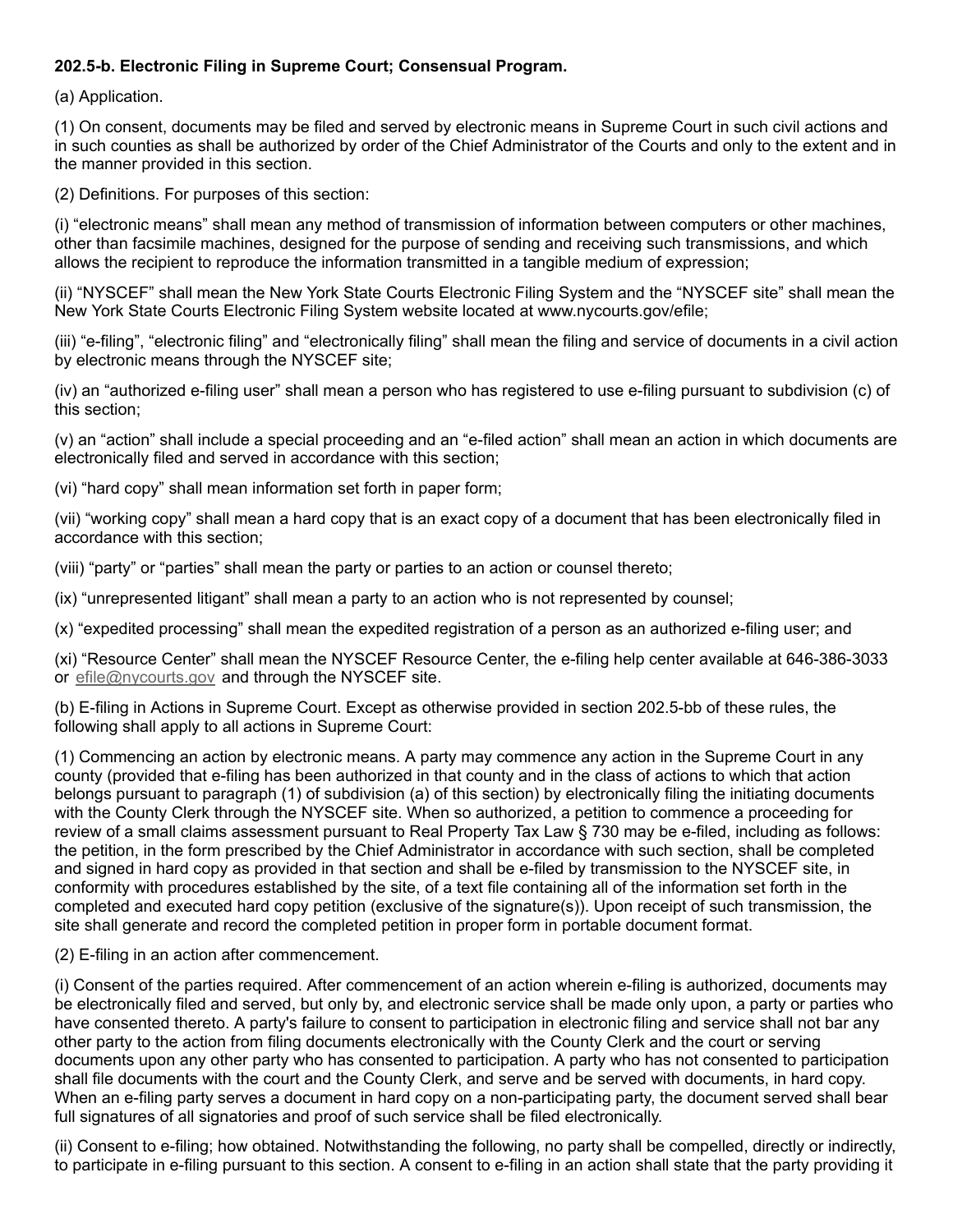**202.5-b. Electronic Filing in Supreme Court; Consensual Program.**

(a) Application.

(1) On consent, documents may be filed and served by electronic means in Supreme Court in such civil actions and in such counties as shall be authorized by order of the Chief Administrator of the Courts and only to the extent and in the manner provided in this section.

(2) Definitions. For purposes of this section:

(i) "electronic means" shall mean any method of transmission of information between computers or other machines, other than facsimile machines, designed for the purpose of sending and receiving such transmissions, and which allows the recipient to reproduce the information transmitted in a tangible medium of expression;

(ii) "NYSCEF" shall mean the New York State Courts Electronic Filing System and the "NYSCEF site" shall mean the New York State Courts Electronic Filing System website located at www.nycourts.gov/efile;

(iii) "e-filing", "electronic filing" and "electronically filing" shall mean the filing and service of documents in a civil action by electronic means through the NYSCEF site;

(iv) an "authorized e-filing user" shall mean a person who has registered to use e-filing pursuant to subdivision (c) of this section;

(v) an "action" shall include a special proceeding and an "e-filed action" shall mean an action in which documents are electronically filed and served in accordance with this section;

(vi) "hard copy" shall mean information set forth in paper form;

(vii) "working copy" shall mean a hard copy that is an exact copy of a document that has been electronically filed in accordance with this section;

(viii) "party" or "parties" shall mean the party or parties to an action or counsel thereto;

(ix) "unrepresented litigant" shall mean a party to an action who is not represented by counsel;

(x) "expedited processing" shall mean the expedited registration of a person as an authorized e-filing user; and

(xi) "Resource Center" shall mean the NYSCEF Resource Center, the e-filing help center available at 646-386-3033 or efile@nycourts.gov and through the NYSCEF site.

(b) E-filing in Actions in Supreme Court. Except as otherwise provided in section 202.5-bb of these rules, the following shall apply to all actions in Supreme Court:

(1) Commencing an action by electronic means. A party may commence any action in the Supreme Court in any county (provided that e-filing has been authorized in that county and in the class of actions to which that action belongs pursuant to paragraph (1) of subdivision (a) of this section) by electronically filing the initiating documents with the County Clerk through the NYSCEF site. When so authorized, a petition to commence a proceeding for review of a small claims assessment pursuant to Real Property Tax Law § 730 may be e-filed, including as follows: the petition, in the form prescribed by the Chief Administrator in accordance with such section, shall be completed and signed in hard copy as provided in that section and shall be e-filed by transmission to the NYSCEF site, in conformity with procedures established by the site, of a text file containing all of the information set forth in the completed and executed hard copy petition (exclusive of the signature(s)). Upon receipt of such transmission, the site shall generate and record the completed petition in proper form in portable document format.

(2) E-filing in an action after commencement.

(i) Consent of the parties required. After commencement of an action wherein e-filing is authorized, documents may be electronically filed and served, but only by, and electronic service shall be made only upon, a party or parties who have consented thereto. A party's failure to consent to participation in electronic filing and service shall not bar any other party to the action from filing documents electronically with the County Clerk and the court or serving documents upon any other party who has consented to participation. A party who has not consented to participation shall file documents with the court and the County Clerk, and serve and be served with documents, in hard copy. When an e-filing party serves a document in hard copy on a non-participating party, the document served shall bear full signatures of all signatories and proof of such service shall be filed electronically.

(ii) Consent to e-filing; how obtained. Notwithstanding the following, no party shall be compelled, directly or indirectly, to participate in e-filing pursuant to this section. A consent to e-filing in an action shall state that the party providing it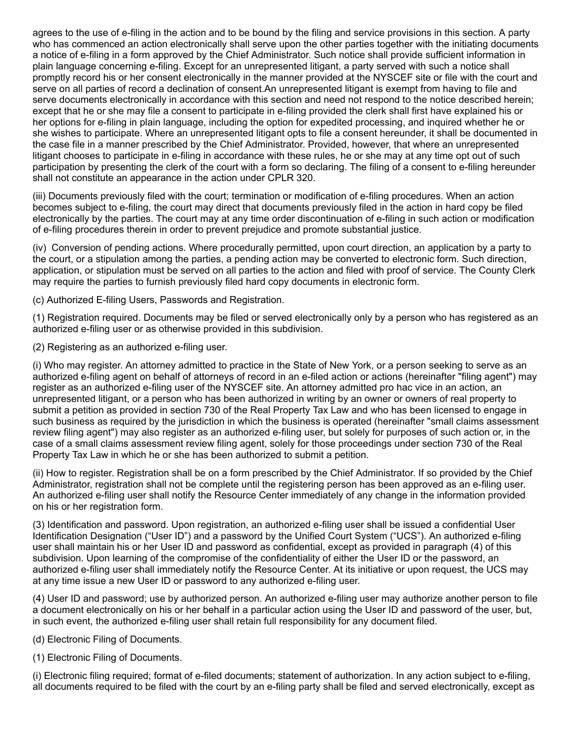agrees to the use of e-filing in the action and to be bound by the filing and service provisions in this section. A party who has commenced an action electronically shall serve upon the other parties together with the initiating documents a notice of e-filing in a form approved by the Chief Administrator. Such notice shall provide sufficient information in plain language concerning e-filing. Except for an unrepresented litigant, a party served with such a notice shall promptly record his or her consent electronically in the manner provided at the NYSCEF site or file with the court and serve on all parties of record a declination of consent.An unrepresented litigant is exempt from having to file and serve documents electronically in accordance with this section and need not respond to the notice described herein; except that he or she may file a consent to participate in e-filing provided the clerk shall first have explained his or her options for e-filing in plain language, including the option for expedited processing, and inquired whether he or she wishes to participate. Where an unrepresented litigant opts to file a consent hereunder, it shall be documented in the case file in a manner prescribed by the Chief Administrator. Provided, however, that where an unrepresented litigant chooses to participate in e-filing in accordance with these rules, he or she may at any time opt out of such participation by presenting the clerk of the court with a form so declaring. The filing of a consent to e-filing hereunder shall not constitute an appearance in the action under CPLR 320.

(iii) Documents previously filed with the court; termination or modification of e-filing procedures. When an action becomes subject to e-filing, the court may direct that documents previously filed in the action in hard copy be filed electronically by the parties. The court may at any time order discontinuation of e-filing in such action or modification of e-filing procedures therein in order to prevent prejudice and promote substantial justice.

(iv) Conversion of pending actions. Where procedurally permitted, upon court direction, an application by a party to the court, or a stipulation among the parties, a pending action may be converted to electronic form. Such direction, application, or stipulation must be served on all parties to the action and filed with proof of service. The County Clerk may require the parties to furnish previously filed hard copy documents in electronic form.

(c) Authorized E-filing Users, Passwords and Registration.

(1) Registration required. Documents may be filed or served electronically only by a person who has registered as an authorized e-filing user or as otherwise provided in this subdivision.

(2) Registering as an authorized e-filing user.

(i) Who may register. An attorney admitted to practice in the State of New York, or a person seeking to serve as an authorized e-filing agent on behalf of attorneys of record in an e-filed action or actions (hereinafter "filing agent") may register as an authorized e-filing user of the NYSCEF site. An attorney admitted pro hac vice in an action, an unrepresented litigant, or a person who has been authorized in writing by an owner or owners of real property to submit a petition as provided in section 730 of the Real Property Tax Law and who has been licensed to engage in such business as required by the jurisdiction in which the business is operated (hereinafter "small claims assessment review filing agent") may also register as an authorized e-filing user, but solely for purposes of such action or, in the case of a small claims assessment review filing agent, solely for those proceedings under section 730 of the Real Property Tax Law in which he or she has been authorized to submit a petition.

(ii) How to register. Registration shall be on a form prescribed by the Chief Administrator. If so provided by the Chief Administrator, registration shall not be complete until the registering person has been approved as an e-filing user. An authorized e-filing user shall notify the Resource Center immediately of any change in the information provided on his or her registration form.

(3) Identification and password. Upon registration, an authorized e-filing user shall be issued a confidential User Identification Designation ("User ID") and a password by the Unified Court System ("UCS"). An authorized e-filing user shall maintain his or her User ID and password as confidential, except as provided in paragraph (4) of this subdivision. Upon learning of the compromise of the confidentiality of either the User ID or the password, an authorized e-filing user shall immediately notify the Resource Center. At its initiative or upon request, the UCS may at any time issue a new User ID or password to any authorized e-filing user.

(4) User ID and password; use by authorized person. An authorized e-filing user may authorize another person to file a document electronically on his or her behalf in a particular action using the User ID and password of the user, but, in such event, the authorized e-filing user shall retain full responsibility for any document filed.

(d) Electronic Filing of Documents.

(1) Electronic Filing of Documents.

(i) Electronic filing required; format of e-filed documents; statement of authorization. In any action subject to e-filing, all documents required to be filed with the court by an e-filing party shall be filed and served electronically, except as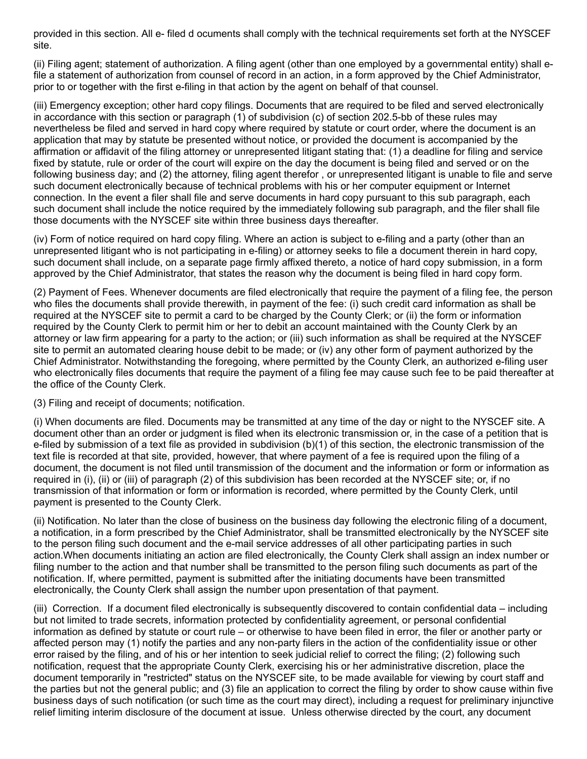provided in this section. All e- filed d ocuments shall comply with the technical requirements set forth at the NYSCEF site.

(ii) Filing agent; statement of authorization. A filing agent (other than one employed by a governmental entity) shall e-file a statement of authorization from counsel of record in an action, in a form approved by the Chief Administrator, prior to or together with the first e-filing in that action by the agent on behalf of that counsel.

(iii) Emergency exception; other hard copy filings. Documents that are required to be filed and served electronically in accordance with this section or paragraph (1) of subdivision (c) of section 202.5-bb of these rules may nevertheless be filed and served in hard copy where required by statute or court order, where the document is an application that may by statute be presented without notice, or provided the document is accompanied by the affirmation or affidavit of the filing attorney or unrepresented litigant stating that: (1) a deadline for filing and service fixed by statute, rule or order of the court will expire on the day the document is being filed and served or on the following business day; and (2) the attorney, filing agent therefor , or unrepresented litigant is unable to file and serve such document electronically because of technical problems with his or her computer equipment or Internet connection. In the event a filer shall file and serve documents in hard copy pursuant to this sub paragraph, each such document shall include the notice required by the immediately following sub paragraph, and the filer shall file those documents with the NYSCEF site within three business days thereafter.

(iv) Form of notice required on hard copy filing. Where an action is subject to e-filing and a party (other than an unrepresented litigant who is not participating in e-filing) or attorney seeks to file a document therein in hard copy, such document shall include, on a separate page firmly affixed thereto, a notice of hard copy submission, in a form approved by the Chief Administrator, that states the reason why the document is being filed in hard copy form.

(2) Payment of Fees. Whenever documents are filed electronically that require the payment of a filing fee, the person who files the documents shall provide therewith, in payment of the fee: (i) such credit card information as shall be required at the NYSCEF site to permit a card to be charged by the County Clerk; or (ii) the form or information required by the County Clerk to permit him or her to debit an account maintained with the County Clerk by an attorney or law firm appearing for a party to the action; or (iii) such information as shall be required at the NYSCEF site to permit an automated clearing house debit to be made; or (iv) any other form of payment authorized by the Chief Administrator. Notwithstanding the foregoing, where permitted by the County Clerk, an authorized e-filing user who electronically files documents that require the payment of a filing fee may cause such fee to be paid thereafter at the office of the County Clerk.

(3) Filing and receipt of documents; notification.

(i) When documents are filed. Documents may be transmitted at any time of the day or night to the NYSCEF site. A document other than an order or judgment is filed when its electronic transmission or, in the case of a petition that is e-filed by submission of a text file as provided in subdivision (b)(1) of this section, the electronic transmission of the text file is recorded at that site, provided, however, that where payment of a fee is required upon the filing of a document, the document is not filed until transmission of the document and the information or form or information as required in (i), (ii) or (iii) of paragraph (2) of this subdivision has been recorded at the NYSCEF site; or, if no transmission of that information or form or information is recorded, where permitted by the County Clerk, until payment is presented to the County Clerk.

(ii) Notification. No later than the close of business on the business day following the electronic filing of a document, a notification, in a form prescribed by the Chief Administrator, shall be transmitted electronically by the NYSCEF site to the person filing such document and the e-mail service addresses of all other participating parties in such action.When documents initiating an action are filed electronically, the County Clerk shall assign an index number or filing number to the action and that number shall be transmitted to the person filing such documents as part of the notification. If, where permitted, payment is submitted after the initiating documents have been transmitted electronically, the County Clerk shall assign the number upon presentation of that payment.

(iii) Correction. If a document filed electronically is subsequently discovered to contain confidential data – including but not limited to trade secrets, information protected by confidentiality agreement, or personal confidential information as defined by statute or court rule – or otherwise to have been filed in error, the filer or another party or affected person may (1) notify the parties and any non-party filers in the action of the confidentiality issue or other error raised by the filing, and of his or her intention to seek judicial relief to correct the filing; (2) following such notification, request that the appropriate County Clerk, exercising his or her administrative discretion, place the document temporarily in "restricted" status on the NYSCEF site, to be made available for viewing by court staff and the parties but not the general public; and (3) file an application to correct the filing by order to show cause within five business days of such notification (or such time as the court may direct), including a request for preliminary injunctive relief limiting interim disclosure of the document at issue. Unless otherwise directed by the court, any document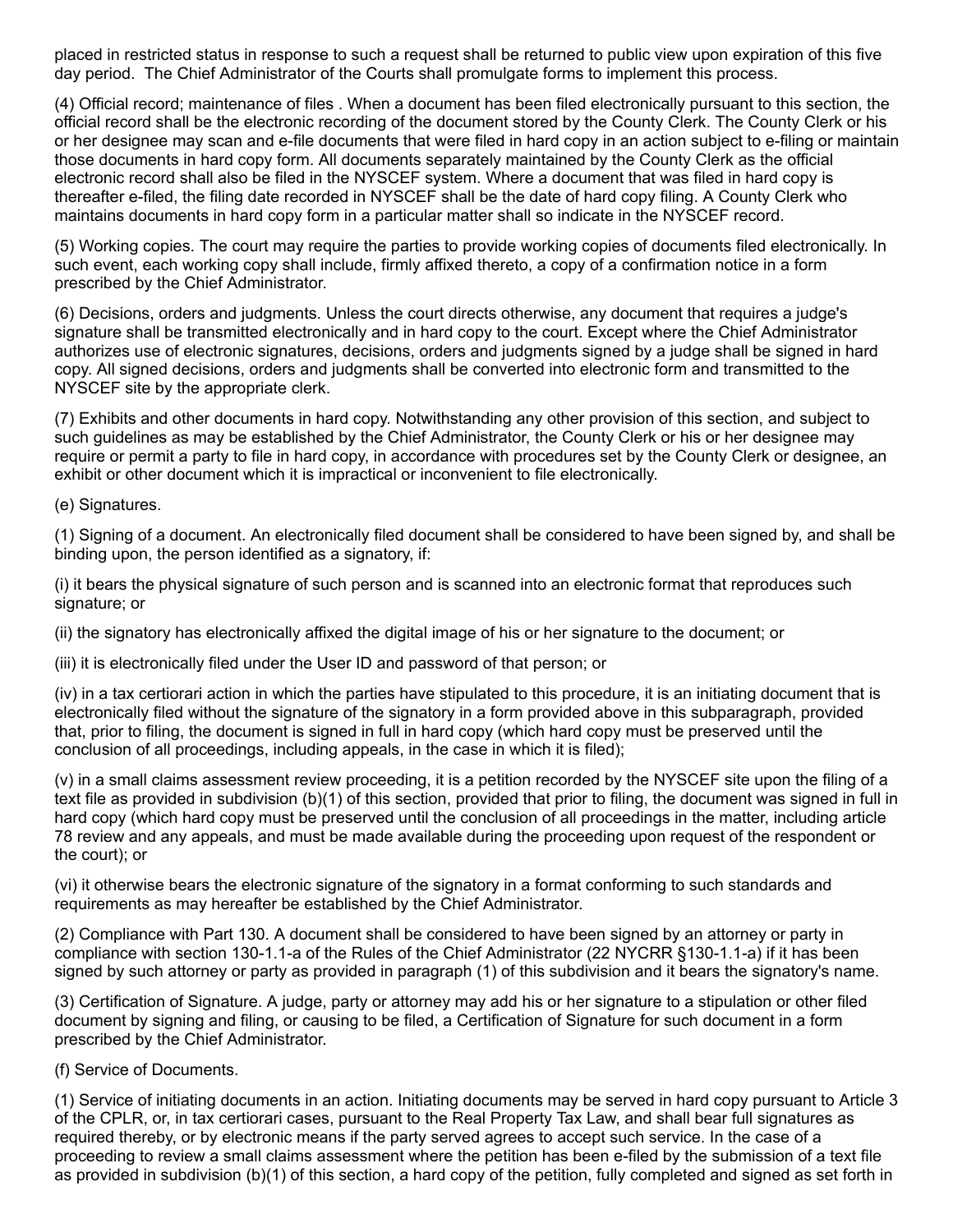placed in restricted status in response to such a request shall be returned to public view upon expiration of this five day period. The Chief Administrator of the Courts shall promulgate forms to implement this process.

(4) Official record; maintenance of files . When a document has been filed electronically pursuant to this section, the official record shall be the electronic recording of the document stored by the County Clerk. The County Clerk or his or her designee may scan and e-file documents that were filed in hard copy in an action subject to e-filing or maintain those documents in hard copy form. All documents separately maintained by the County Clerk as the official electronic record shall also be filed in the NYSCEF system. Where a document that was filed in hard copy is thereafter e-filed, the filing date recorded in NYSCEF shall be the date of hard copy filing. A County Clerk who maintains documents in hard copy form in a particular matter shall so indicate in the NYSCEF record.

(5) Working copies. The court may require the parties to provide working copies of documents filed electronically. In such event, each working copy shall include, firmly affixed thereto, a copy of a confirmation notice in a form prescribed by the Chief Administrator.

(6) Decisions, orders and judgments. Unless the court directs otherwise, any document that requires a judge's signature shall be transmitted electronically and in hard copy to the court. Except where the Chief Administrator authorizes use of electronic signatures, decisions, orders and judgments signed by a judge shall be signed in hard copy. All signed decisions, orders and judgments shall be converted into electronic form and transmitted to the NYSCEF site by the appropriate clerk.

(7) Exhibits and other documents in hard copy. Notwithstanding any other provision of this section, and subject to such guidelines as may be established by the Chief Administrator, the County Clerk or his or her designee may require or permit a party to file in hard copy, in accordance with procedures set by the County Clerk or designee, an exhibit or other document which it is impractical or inconvenient to file electronically.

(e) Signatures.

(1) Signing of a document. An electronically filed document shall be considered to have been signed by, and shall be binding upon, the person identified as a signatory, if:

(i) it bears the physical signature of such person and is scanned into an electronic format that reproduces such signature; or

(ii) the signatory has electronically affixed the digital image of his or her signature to the document; or

(iii) it is electronically filed under the User ID and password of that person; or

(iv) in a tax certiorari action in which the parties have stipulated to this procedure, it is an initiating document that is electronically filed without the signature of the signatory in a form provided above in this subparagraph, provided that, prior to filing, the document is signed in full in hard copy (which hard copy must be preserved until the conclusion of all proceedings, including appeals, in the case in which it is filed);

(v) in a small claims assessment review proceeding, it is a petition recorded by the NYSCEF site upon the filing of a text file as provided in subdivision (b)(1) of this section, provided that prior to filing, the document was signed in full in hard copy (which hard copy must be preserved until the conclusion of all proceedings in the matter, including article 78 review and any appeals, and must be made available during the proceeding upon request of the respondent or the court); or

(vi) it otherwise bears the electronic signature of the signatory in a format conforming to such standards and requirements as may hereafter be established by the Chief Administrator.

(2) Compliance with Part 130. A document shall be considered to have been signed by an attorney or party in compliance with section 130-1.1-a of the Rules of the Chief Administrator (22 NYCRR §130-1.1-a) if it has been signed by such attorney or party as provided in paragraph (1) of this subdivision and it bears the signatory's name.

(3) Certification of Signature. A judge, party or attorney may add his or her signature to a stipulation or other filed document by signing and filing, or causing to be filed, a Certification of Signature for such document in a form prescribed by the Chief Administrator.

(f) Service of Documents.

(1) Service of initiating documents in an action. Initiating documents may be served in hard copy pursuant to Article 3 of the CPLR, or, in tax certiorari cases, pursuant to the Real Property Tax Law, and shall bear full signatures as required thereby, or by electronic means if the party served agrees to accept such service. In the case of a proceeding to review a small claims assessment where the petition has been e-filed by the submission of a text file as provided in subdivision (b)(1) of this section, a hard copy of the petition, fully completed and signed as set forth in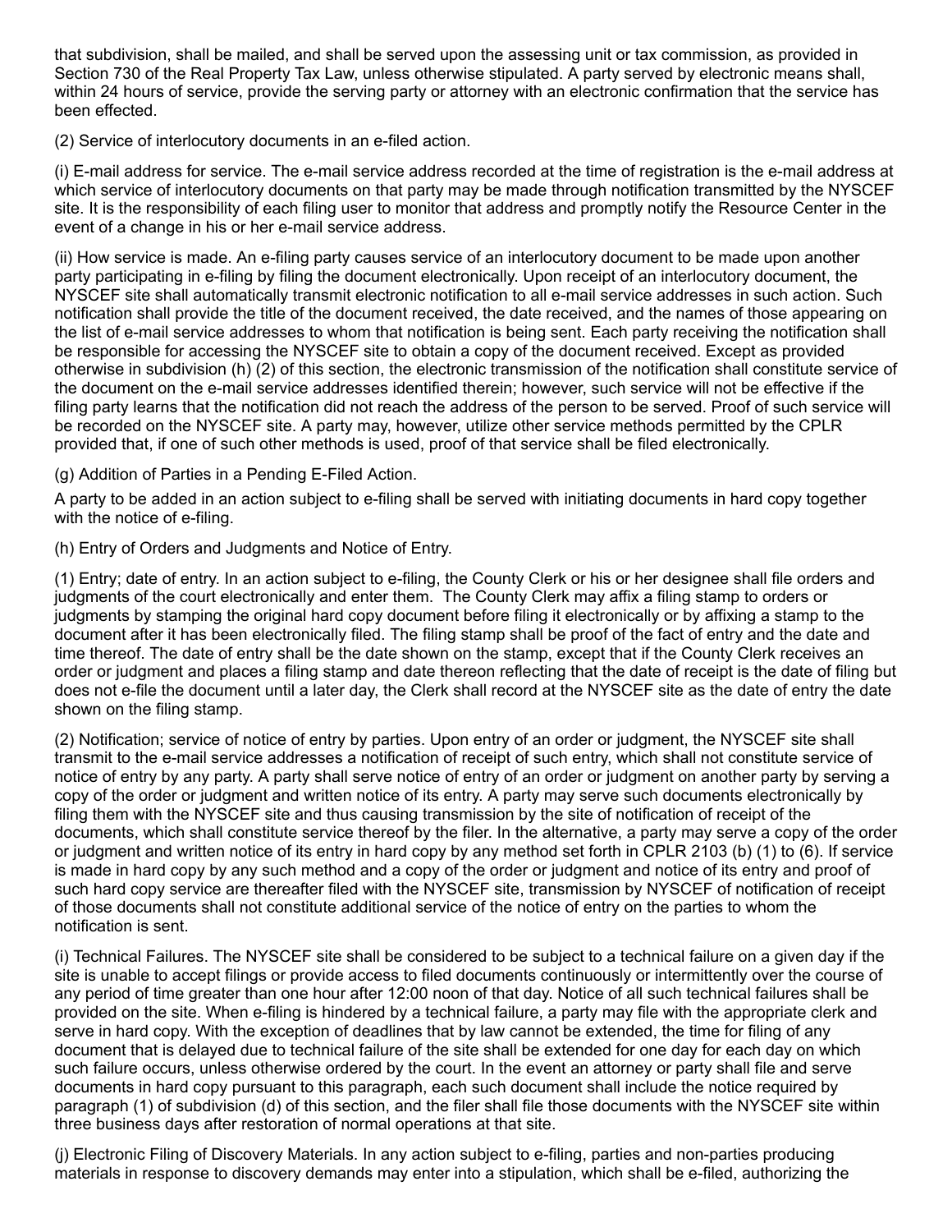that subdivision, shall be mailed, and shall be served upon the assessing unit or tax commission, as provided in Section 730 of the Real Property Tax Law, unless otherwise stipulated. A party served by electronic means shall, within 24 hours of service, provide the serving party or attorney with an electronic confirmation that the service has been effected.

(2) Service of interlocutory documents in an e-filed action.

(i) E-mail address for service. The e-mail service address recorded at the time of registration is the e-mail address at which service of interlocutory documents on that party may be made through notification transmitted by the NYSCEF site. It is the responsibility of each filing user to monitor that address and promptly notify the Resource Center in the event of a change in his or her e-mail service address.

(ii) How service is made. An e-filing party causes service of an interlocutory document to be made upon another party participating in e-filing by filing the document electronically. Upon receipt of an interlocutory document, the NYSCEF site shall automatically transmit electronic notification to all e-mail service addresses in such action. Such notification shall provide the title of the document received, the date received, and the names of those appearing on the list of e-mail service addresses to whom that notification is being sent. Each party receiving the notification shall be responsible for accessing the NYSCEF site to obtain a copy of the document received. Except as provided otherwise in subdivision (h) (2) of this section, the electronic transmission of the notification shall constitute service of the document on the e-mail service addresses identified therein; however, such service will not be effective if the filing party learns that the notification did not reach the address of the person to be served. Proof of such service will be recorded on the NYSCEF site. A party may, however, utilize other service methods permitted by the CPLR provided that, if one of such other methods is used, proof of that service shall be filed electronically.

(g) Addition of Parties in a Pending E-Filed Action.

A party to be added in an action subject to e-filing shall be served with initiating documents in hard copy together with the notice of e-filing.

(h) Entry of Orders and Judgments and Notice of Entry.

(1) Entry; date of entry. In an action subject to e-filing, the County Clerk or his or her designee shall file orders and judgments of the court electronically and enter them. The County Clerk may affix a filing stamp to orders or judgments by stamping the original hard copy document before filing it electronically or by affixing a stamp to the document after it has been electronically filed. The filing stamp shall be proof of the fact of entry and the date and time thereof. The date of entry shall be the date shown on the stamp, except that if the County Clerk receives an order or judgment and places a filing stamp and date thereon reflecting that the date of receipt is the date of filing but does not e-file the document until a later day, the Clerk shall record at the NYSCEF site as the date of entry the date shown on the filing stamp.

(2) Notification; service of notice of entry by parties. Upon entry of an order or judgment, the NYSCEF site shall transmit to the e-mail service addresses a notification of receipt of such entry, which shall not constitute service of notice of entry by any party. A party shall serve notice of entry of an order or judgment on another party by serving a copy of the order or judgment and written notice of its entry. A party may serve such documents electronically by filing them with the NYSCEF site and thus causing transmission by the site of notification of receipt of the documents, which shall constitute service thereof by the filer. In the alternative, a party may serve a copy of the order or judgment and written notice of its entry in hard copy by any method set forth in CPLR 2103 (b) (1) to (6). If service is made in hard copy by any such method and a copy of the order or judgment and notice of its entry and proof of such hard copy service are thereafter filed with the NYSCEF site, transmission by NYSCEF of notification of receipt of those documents shall not constitute additional service of the notice of entry on the parties to whom the notification is sent.

(i) Technical Failures. The NYSCEF site shall be considered to be subject to a technical failure on a given day if the site is unable to accept filings or provide access to filed documents continuously or intermittently over the course of any period of time greater than one hour after 12:00 noon of that day. Notice of all such technical failures shall be provided on the site. When e-filing is hindered by a technical failure, a party may file with the appropriate clerk and serve in hard copy. With the exception of deadlines that by law cannot be extended, the time for filing of any document that is delayed due to technical failure of the site shall be extended for one day for each day on which such failure occurs, unless otherwise ordered by the court. In the event an attorney or party shall file and serve documents in hard copy pursuant to this paragraph, each such document shall include the notice required by paragraph (1) of subdivision (d) of this section, and the filer shall file those documents with the NYSCEF site within three business days after restoration of normal operations at that site.

(j) Electronic Filing of Discovery Materials. In any action subject to e-filing, parties and non-parties producing materials in response to discovery demands may enter into a stipulation, which shall be e-filed, authorizing the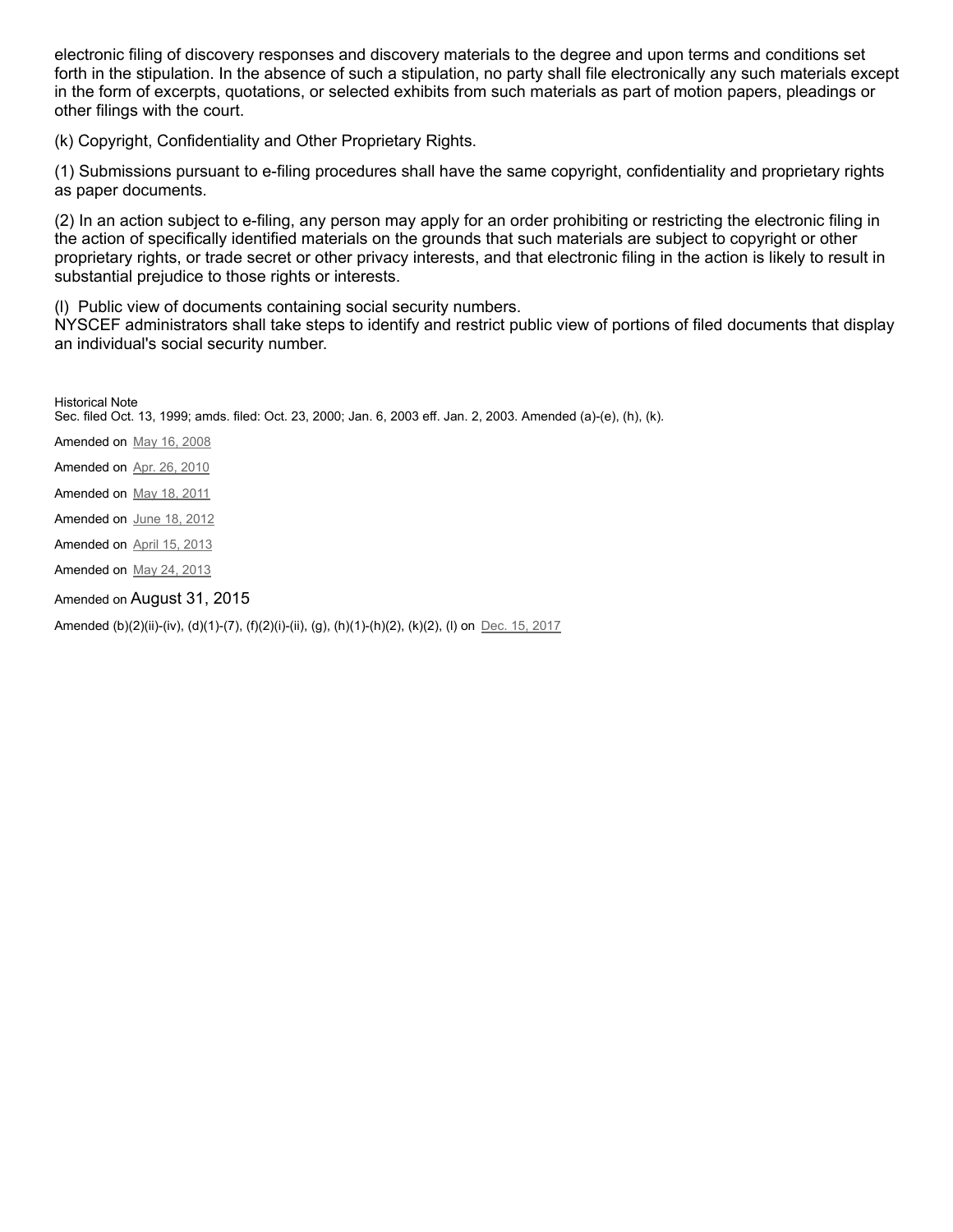electronic filing of discovery responses and discovery materials to the degree and upon terms and conditions set forth in the stipulation. In the absence of such a stipulation, no party shall file electronically any such materials except in the form of excerpts, quotations, or selected exhibits from such materials as part of motion papers, pleadings or other filings with the court.

(k) Copyright, Confidentiality and Other Proprietary Rights.

(1) Submissions pursuant to e-filing procedures shall have the same copyright, confidentiality and proprietary rights as paper documents.

(2) In an action subject to e-filing, any person may apply for an order prohibiting or restricting the electronic filing in the action of specifically identified materials on the grounds that such materials are subject to copyright or other proprietary rights, or trade secret or other privacy interests, and that electronic filing in the action is likely to result in substantial prejudice to those rights or interests.

(l) Public view of documents containing social security numbers.
NYSCEF administrators shall take steps to identify and restrict public view of portions of filed documents that display an individual's social security number.

Historical Note
Sec. filed Oct. 13, 1999; amds. filed: Oct. 23, 2000; Jan. 6, 2003 eff. Jan. 2, 2003. Amended (a)-(e), (h), (k).

Amended on May 16, 2008

Amended on Apr. 26, 2010

Amended on May 18, 2011

Amended on June 18, 2012

Amended on April 15, 2013

Amended on May 24, 2013

Amended on August 31, 2015

Amended (b)(2)(ii)-(iv), (d)(1)-(7), (f)(2)(i)-(ii), (g), (h)(1)-(h)(2), (k)(2), (l) on Dec. 15, 2017